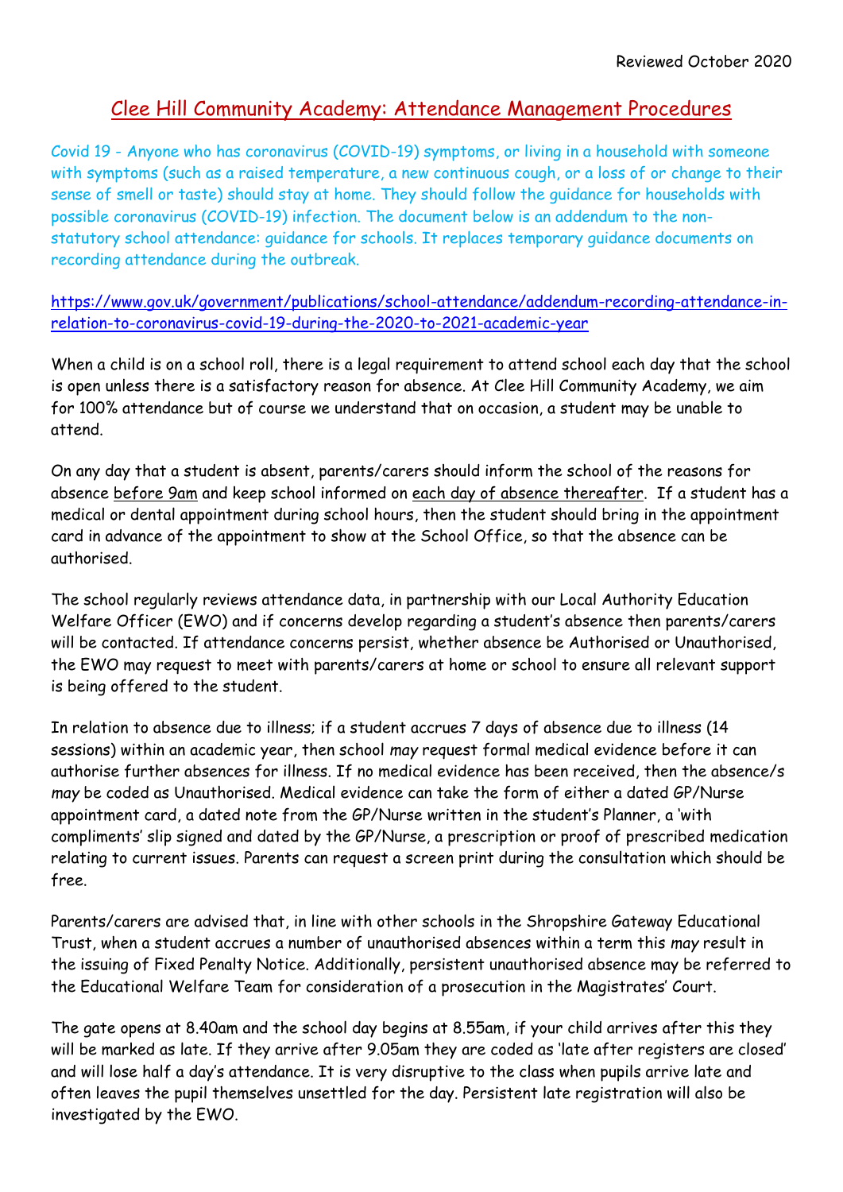Reviewed October 2020

# Clee Hill Community Academy: Attendance Management Procedures

Covid 19 - Anyone who has coronavirus (COVID-19) symptoms, or living in a household with someone with symptoms (such as a raised temperature, a new continuous cough, or a loss of or change to their sense of smell or taste) should stay at home. They should follow the guidance for households with possible coronavirus (COVID-19) infection. The document below is an addendum to the non-statutory school attendance: guidance for schools. It replaces temporary guidance documents on recording attendance during the outbreak.

https://www.gov.uk/government/publications/school-attendance/addendum-recording-attendance-in-relation-to-coronavirus-covid-19-during-the-2020-to-2021-academic-year

When a child is on a school roll, there is a legal requirement to attend school each day that the school is open unless there is a satisfactory reason for absence. At Clee Hill Community Academy, we aim for 100% attendance but of course we understand that on occasion, a student may be unable to attend.

On any day that a student is absent, parents/carers should inform the school of the reasons for absence before 9am and keep school informed on each day of absence thereafter. If a student has a medical or dental appointment during school hours, then the student should bring in the appointment card in advance of the appointment to show at the School Office, so that the absence can be authorised.

The school regularly reviews attendance data, in partnership with our Local Authority Education Welfare Officer (EWO) and if concerns develop regarding a student's absence then parents/carers will be contacted. If attendance concerns persist, whether absence be Authorised or Unauthorised, the EWO may request to meet with parents/carers at home or school to ensure all relevant support is being offered to the student.

In relation to absence due to illness; if a student accrues 7 days of absence due to illness (14 sessions) within an academic year, then school *may* request formal medical evidence before it can authorise further absences for illness. If no medical evidence has been received, then the absence/s *may* be coded as Unauthorised. Medical evidence can take the form of either a dated GP/Nurse appointment card, a dated note from the GP/Nurse written in the student's Planner, a 'with compliments' slip signed and dated by the GP/Nurse, a prescription or proof of prescribed medication relating to current issues. Parents can request a screen print during the consultation which should be free.

Parents/carers are advised that, in line with other schools in the Shropshire Gateway Educational Trust, when a student accrues a number of unauthorised absences within a term this *may* result in the issuing of Fixed Penalty Notice. Additionally, persistent unauthorised absence may be referred to the Educational Welfare Team for consideration of a prosecution in the Magistrates' Court.

The gate opens at 8.40am and the school day begins at 8.55am, if your child arrives after this they will be marked as late. If they arrive after 9.05am they are coded as 'late after registers are closed' and will lose half a day's attendance. It is very disruptive to the class when pupils arrive late and often leaves the pupil themselves unsettled for the day. Persistent late registration will also be investigated by the EWO.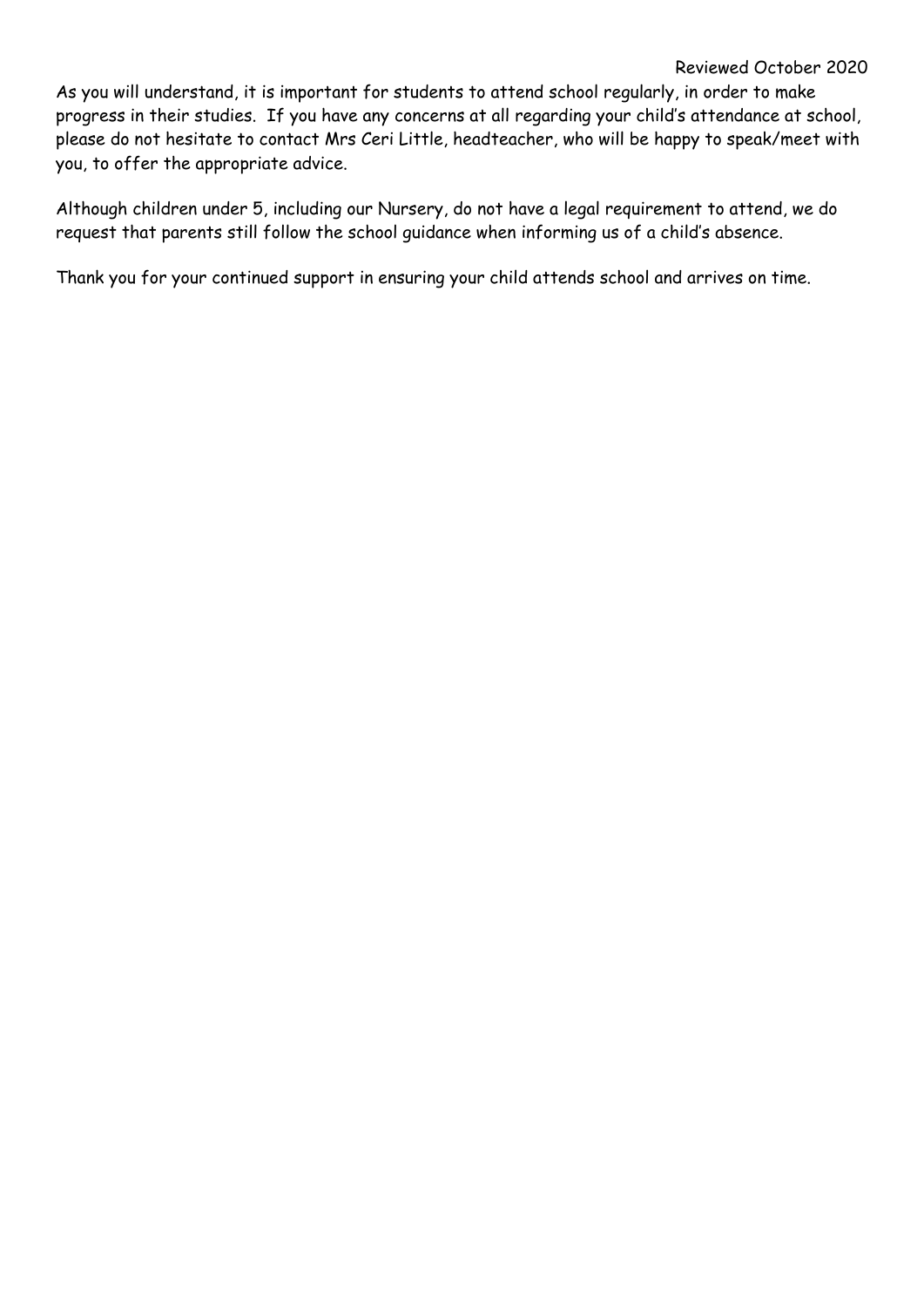Reviewed October 2020

As you will understand, it is important for students to attend school regularly, in order to make progress in their studies. If you have any concerns at all regarding your child's attendance at school, please do not hesitate to contact Mrs Ceri Little, headteacher, who will be happy to speak/meet with you, to offer the appropriate advice.

Although children under 5, including our Nursery, do not have a legal requirement to attend, we do request that parents still follow the school guidance when informing us of a child's absence.

Thank you for your continued support in ensuring your child attends school and arrives on time.